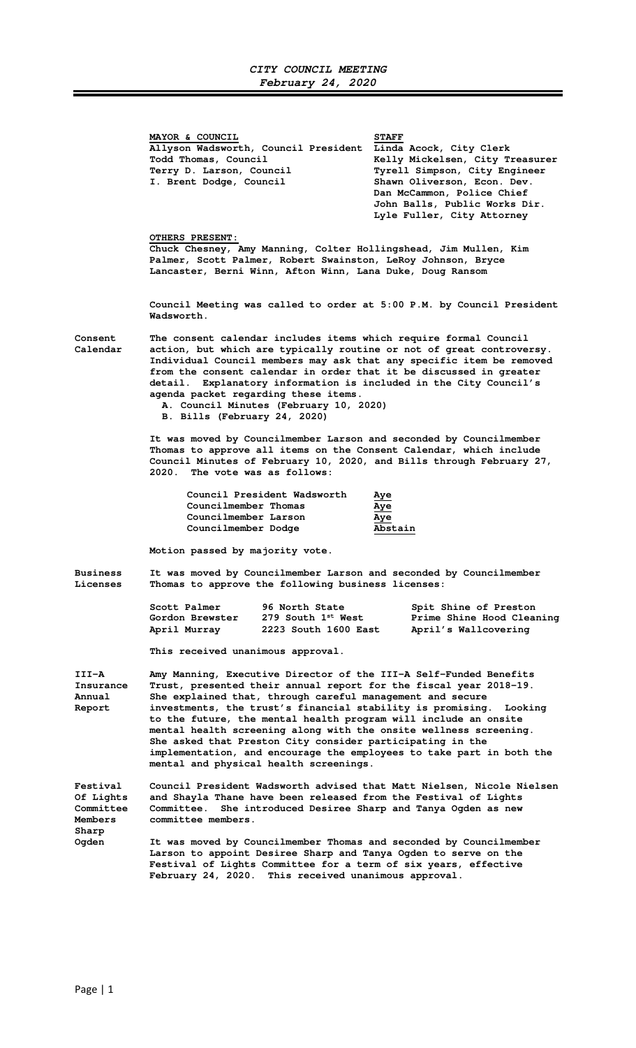# *CITY COUNCIL MEETING*
## *February 24, 2020*

| **MAYOR & COUNCIL** | **STAFF** |
|---|---|
| Allyson Wadsworth, Council President | Linda Acock, City Clerk |
| Todd Thomas, Council | Kelly Mickelsen, City Treasurer |
| Terry D. Larson, Council | Tyrell Simpson, City Engineer |
| I. Brent Dodge, Council | Shawn Oliverson, Econ. Dev. |
| | Dan McCammon, Police Chief |
| | John Balls, Public Works Dir. |
| | Lyle Fuller, City Attorney |

**OTHERS PRESENT:**

Chuck Chesney, Amy Manning, Colter Hollingshead, Jim Mullen, Kim Palmer, Scott Palmer, Robert Swainston, LeRoy Johnson, Bryce Lancaster, Berni Winn, Afton Winn, Lana Duke, Doug Ransom

Council Meeting was called to order at 5:00 P.M. by Council President Wadsworth.

**Consent Calendar**

The consent calendar includes items which require formal Council action, but which are typically routine or not of great controversy. Individual Council members may ask that any specific item be removed from the consent calendar in order that it be discussed in greater detail. Explanatory information is included in the City Council's agenda packet regarding these items.

A. Council Minutes (February 10, 2020)
B. Bills (February 24, 2020)

It was moved by Councilmember Larson and seconded by Councilmember Thomas to approve all items on the Consent Calendar, which include Council Minutes of February 10, 2020, and Bills through February 27, 2020. The vote was as follows:

| | |
|---|---|
| Council President Wadsworth | Aye |
| Councilmember Thomas | Aye |
| Councilmember Larson | Aye |
| Councilmember Dodge | Abstain |

Motion passed by majority vote.

**Business Licenses**

It was moved by Councilmember Larson and seconded by Councilmember Thomas to approve the following business licenses:

| | | |
|---|---|---|
| Scott Palmer | 96 North State | Spit Shine of Preston |
| Gordon Brewster | 279 South 1st West | Prime Shine Hood Cleaning |
| April Murray | 2223 South 1600 East | April's Wallcovering |

This received unanimous approval.

**III-A Insurance Annual Report**

Amy Manning, Executive Director of the III-A Self-Funded Benefits Trust, presented their annual report for the fiscal year 2018-19. She explained that, through careful management and secure investments, the trust's financial stability is promising. Looking to the future, the mental health program will include an onsite mental health screening along with the onsite wellness screening. She asked that Preston City consider participating in the implementation, and encourage the employees to take part in both the mental and physical health screenings.

**Festival Of Lights Committee Members Sharp Ogden**

Council President Wadsworth advised that Matt Nielsen, Nicole Nielsen and Shayla Thane have been released from the Festival of Lights Committee. She introduced Desiree Sharp and Tanya Ogden as new committee members.

It was moved by Councilmember Thomas and seconded by Councilmember Larson to appoint Desiree Sharp and Tanya Ogden to serve on the Festival of Lights Committee for a term of six years, effective February 24, 2020. This received unanimous approval.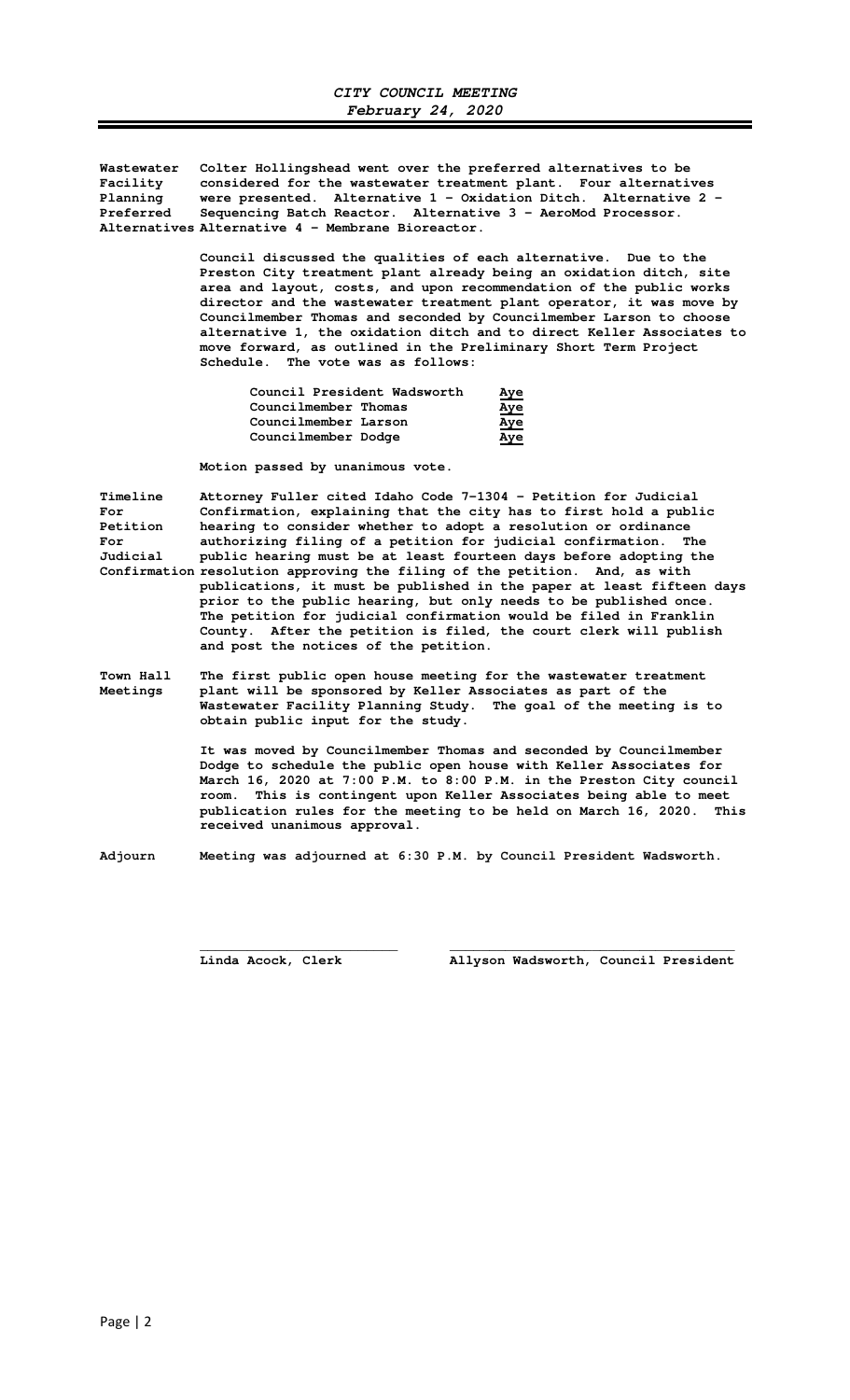**Wastewater Facility Planning Preferred Alternatives**

**Colter Hollingshead went over the preferred alternatives to be considered for the wastewater treatment plant. Four alternatives were presented. Alternative 1 – Oxidation Ditch. Alternative 2 – Sequencing Batch Reactor. Alternative 3 – AeroMod Processor. Alternative 4 – Membrane Bioreactor.**

**Council discussed the qualities of each alternative. Due to the Preston City treatment plant already being an oxidation ditch, site area and layout, costs, and upon recommendation of the public works director and the wastewater treatment plant operator, it was move by Councilmember Thomas and seconded by Councilmember Larson to choose alternative 1, the oxidation ditch and to direct Keller Associates to move forward, as outlined in the Preliminary Short Term Project Schedule. The vote was as follows:**

| | |
|---|---|
| **Council President Wadsworth** | **Aye** |
| **Councilmember Thomas** | **Aye** |
| **Councilmember Larson** | **Aye** |
| **Councilmember Dodge** | **Aye** |

**Motion passed by unanimous vote.**

**Timeline For Petition For Judicial Confirmation**

**Attorney Fuller cited Idaho Code 7-1304 – Petition for Judicial Confirmation, explaining that the city has to first hold a public hearing to consider whether to adopt a resolution or ordinance authorizing filing of a petition for judicial confirmation. The public hearing must be at least fourteen days before adopting the resolution approving the filing of the petition. And, as with publications, it must be published in the paper at least fifteen days prior to the public hearing, but only needs to be published once. The petition for judicial confirmation would be filed in Franklin County. After the petition is filed, the court clerk will publish and post the notices of the petition.**

**Town Hall Meetings**

**The first public open house meeting for the wastewater treatment plant will be sponsored by Keller Associates as part of the Wastewater Facility Planning Study. The goal of the meeting is to obtain public input for the study.**

**It was moved by Councilmember Thomas and seconded by Councilmember Dodge to schedule the public open house with Keller Associates for March 16, 2020 at 7:00 P.M. to 8:00 P.M. in the Preston City council room. This is contingent upon Keller Associates being able to meet publication rules for the meeting to be held on March 16, 2020. This received unanimous approval.**

**Adjourn**

**Meeting was adjourned at 6:30 P.M. by Council President Wadsworth.**

**Linda Acock, Clerk** **Allyson Wadsworth, Council President**